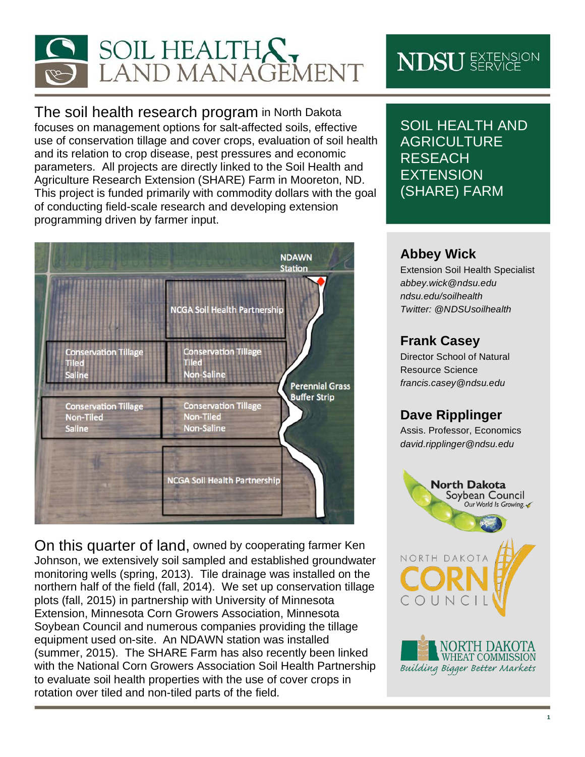# SOIL HEALTH & LAND MANAGEMENT

NDSU EXTENSION SERVICE

**The soil health research program** in North Dakota focuses on management options for salt-affected soils, effective use of conservation tillage and cover crops, evaluation of soil health and its relation to crop disease, pest pressures and economic parameters. All projects are directly linked to the Soil Health and Agriculture Research Extension (SHARE) Farm in Mooreton, ND. This project is funded primarily with commodity dollars with the goal of conducting field-scale research and developing extension programming driven by farmer input.

NDAWN Station

NCGA Soil Health Partnership

Conservation Tillage Tiled Saline

Conservation Tillage Tiled Non-Saline

Perennial Grass Buffer Strip

Conservation Tillage Non-Tiled Saline

Conservation Tillage Non-Tiled Non-Saline

NCGA Soil Health Partnership

**On this quarter of land,** owned by cooperating farmer Ken Johnson, we extensively soil sampled and established groundwater monitoring wells (spring, 2013). Tile drainage was installed on the northern half of the field (fall, 2014). We set up conservation tillage plots (fall, 2015) in partnership with University of Minnesota Extension, Minnesota Corn Growers Association, Minnesota Soybean Council and numerous companies providing the tillage equipment used on-site. An NDAWN station was installed (summer, 2015). The SHARE Farm has also recently been linked with the National Corn Growers Association Soil Health Partnership to evaluate soil health properties with the use of cover crops in rotation over tiled and non-tiled parts of the field.

## SOIL HEALTH AND AGRICULTURE RESEACH EXTENSION (SHARE) FARM

### Abbey Wick
Extension Soil Health Specialist
*abbey.wick@ndsu.edu*
*ndsu.edu/soilhealth*
*Twitter: @NDSUsoilhealth*

### Frank Casey
Director School of Natural Resource Science
*francis.casey@ndsu.edu*

### Dave Ripplinger
Assis. Professor, Economics
*david.ripplinger@ndsu.edu*

North Dakota Soybean Council — Our World Is Growing.

NORTH DAKOTA CORN COUNCIL

NORTH DAKOTA WHEAT COMMISSION — Building Bigger Better Markets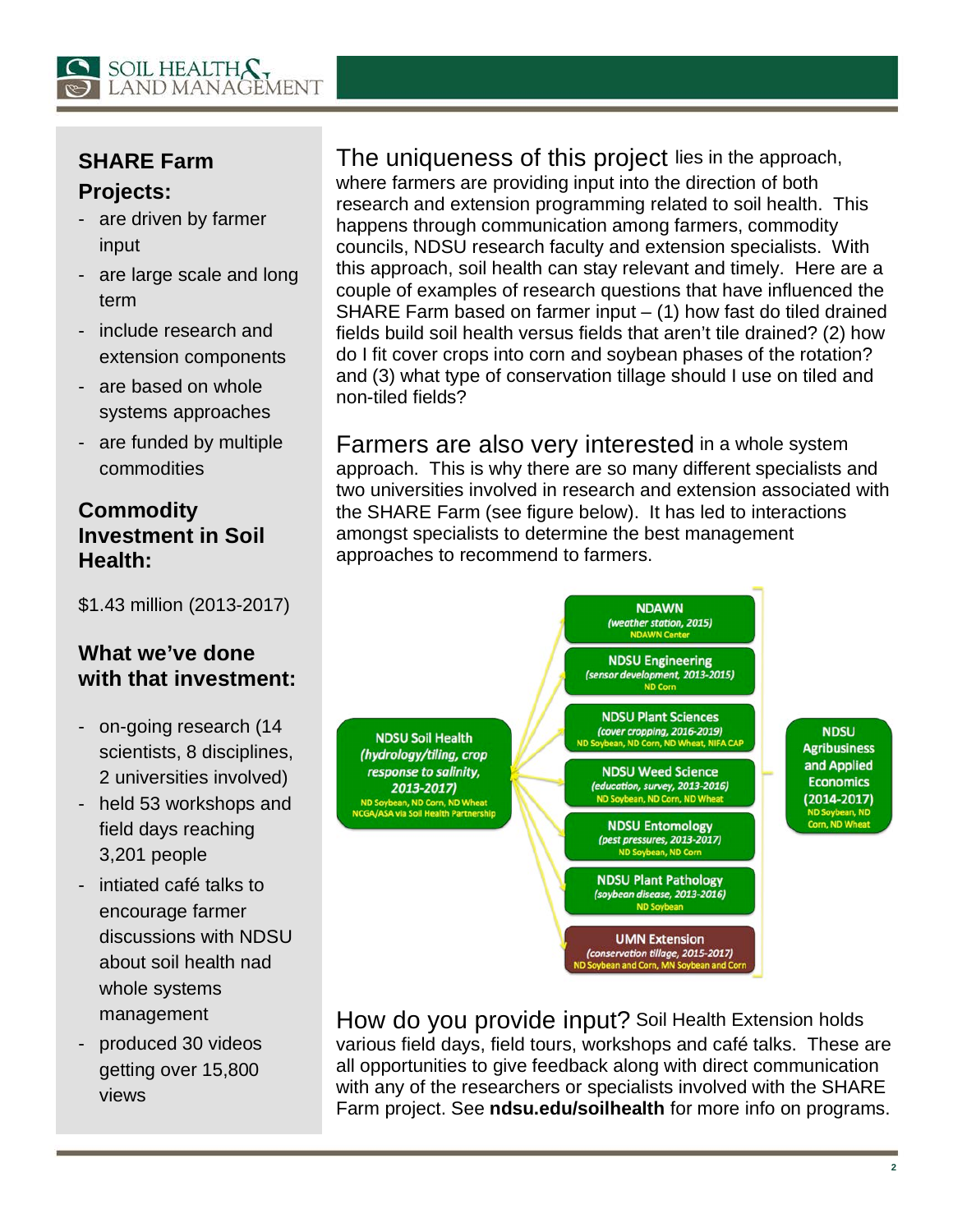### SHARE Farm Projects:

- are driven by farmer input
- are large scale and long term
- include research and extension components
- are based on whole systems approaches
- are funded by multiple commodities

### Commodity Investment in Soil Health:

$1.43 million (2013-2017)

### What we've done with that investment:

- on-going research (14 scientists, 8 disciplines, 2 universities involved)
- held 53 workshops and field days reaching 3,201 people
- intiated café talks to encourage farmer discussions with NDSU about soil health nad whole systems management
- produced 30 videos getting over 15,800 views

The uniqueness of this project lies in the approach, where farmers are providing input into the direction of both research and extension programming related to soil health. This happens through communication among farmers, commodity councils, NDSU research faculty and extension specialists. With this approach, soil health can stay relevant and timely. Here are a couple of examples of research questions that have influenced the SHARE Farm based on farmer input – (1) how fast do tiled drained fields build soil health versus fields that aren't tile drained? (2) how do I fit cover crops into corn and soybean phases of the rotation? and (3) what type of conservation tillage should I use on tiled and non-tiled fields?

Farmers are also very interested in a whole system approach. This is why there are so many different specialists and two universities involved in research and extension associated with the SHARE Farm (see figure below). It has led to interactions amongst specialists to determine the best management approaches to recommend to farmers.

NDSU Soil Health
*(hydrology/tiling, crop response to salinity, 2013-2017)*
ND Soybean, ND Corn, ND Wheat
NCGA/ASA via Soil Health Partnership

NDAWN
*(weather station, 2015)*
NDAWN Center

NDSU Engineering
*(sensor development, 2013-2015)*
ND Corn

NDSU Plant Sciences
*(cover cropping, 2016-2019)*
ND Soybean, ND Corn, ND Wheat, NIFA CAP

NDSU Weed Science
*(education, survey, 2013-2016)*
ND Soybean, ND Corn, ND Wheat

NDSU Entomology
*(pest pressures, 2013-2017)*
ND Soybean, ND Corn

NDSU Plant Pathology
*(soybean disease, 2013-2016)*
ND Soybean

UMN Extension
*(conservation tillage, 2015-2017)*
ND Soybean and Corn, MN Soybean and Corn

NDSU Agribusiness and Applied Economics
(2014-2017)
ND Soybean, ND Corn, ND Wheat

How do you provide input? Soil Health Extension holds various field days, field tours, workshops and café talks. These are all opportunities to give feedback along with direct communication with any of the researchers or specialists involved with the SHARE Farm project. See **ndsu.edu/soilhealth** for more info on programs.